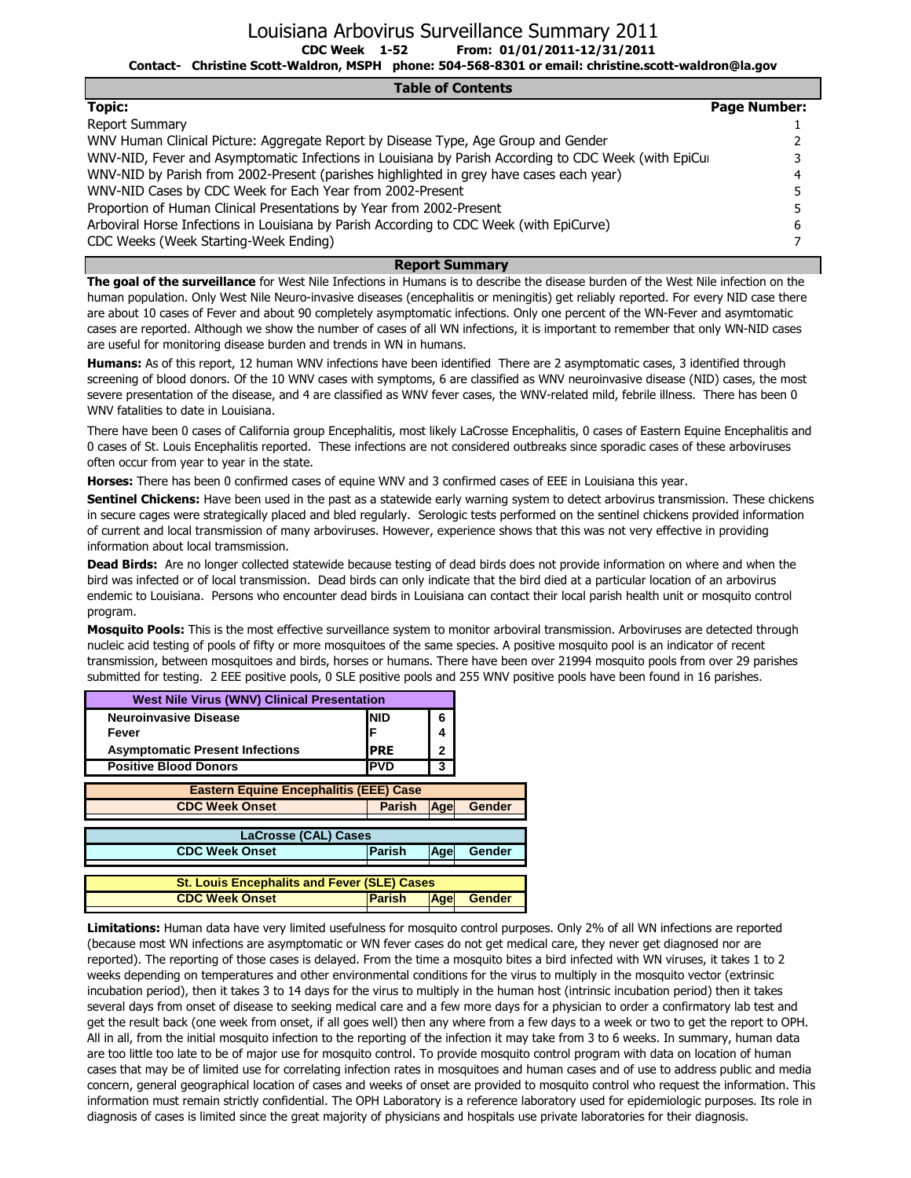# Louisiana Arbovirus Surveillance Summary 2011

**CDC Week 1-52 From: 01/01/2011-12/31/2011**

**Contact- Christine Scott-Waldron, MSPH phone: 504-568-8301 or email: christine.scott-waldron@la.gov**

## Table of Contents

| Topic: | Page Number: |
|---|---|
| Report Summary | 1 |
| WNV Human Clinical Picture: Aggregate Report by Disease Type, Age Group and Gender | 2 |
| WNV-NID, Fever and Asymptomatic Infections in Louisiana by Parish According to CDC Week (with EpiCu | 3 |
| WNV-NID by Parish from 2002-Present (parishes highlighted in grey have cases each year) | 4 |
| WNV-NID Cases by CDC Week for Each Year from 2002-Present | 5 |
| Proportion of Human Clinical Presentations by Year from 2002-Present | 5 |
| Arboviral Horse Infections in Louisiana by Parish According to CDC Week (with EpiCurve) | 6 |
| CDC Weeks (Week Starting-Week Ending) | 7 |

## Report Summary

**The goal of the surveillance** for West Nile Infections in Humans is to describe the disease burden of the West Nile infection on the human population. Only West Nile Neuro-invasive diseases (encephalitis or meningitis) get reliably reported. For every NID case there are about 10 cases of Fever and about 90 completely asymptomatic infections. Only one percent of the WN-Fever and asymtomatic cases are reported. Although we show the number of cases of all WN infections, it is important to remember that only WN-NID cases are useful for monitoring disease burden and trends in WN in humans.

**Humans:** As of this report, 12 human WNV infections have been identified There are 2 asymptomatic cases, 3 identified through screening of blood donors. Of the 10 WNV cases with symptoms, 6 are classified as WNV neuroinvasive disease (NID) cases, the most severe presentation of the disease, and 4 are classified as WNV fever cases, the WNV-related mild, febrile illness. There has been 0 WNV fatalities to date in Louisiana.

There have been 0 cases of California group Encephalitis, most likely LaCrosse Encephalitis, 0 cases of Eastern Equine Encephalitis and 0 cases of St. Louis Encephalitis reported. These infections are not considered outbreaks since sporadic cases of these arboviruses often occur from year to year in the state.

**Horses:** There has been 0 confirmed cases of equine WNV and 3 confirmed cases of EEE in Louisiana this year.

**Sentinel Chickens:** Have been used in the past as a statewide early warning system to detect arbovirus transmission. These chickens in secure cages were strategically placed and bled regularly. Serologic tests performed on the sentinel chickens provided information of current and local transmission of many arboviruses. However, experience shows that this was not very effective in providing information about local tramsmission.

**Dead Birds:** Are no longer collected statewide because testing of dead birds does not provide information on where and when the bird was infected or of local transmission. Dead birds can only indicate that the bird died at a particular location of an arbovirus endemic to Louisiana. Persons who encounter dead birds in Louisiana can contact their local parish health unit or mosquito control program.

**Mosquito Pools:** This is the most effective surveillance system to monitor arboviral transmission. Arboviruses are detected through nucleic acid testing of pools of fifty or more mosquitoes of the same species. A positive mosquito pool is an indicator of recent transmission, between mosquitoes and birds, horses or humans. There have been over 21994 mosquito pools from over 29 parishes submitted for testing. 2 EEE positive pools, 0 SLE positive pools and 255 WNV positive pools have been found in 16 parishes.

| West Nile Virus (WNV) Clinical Presentation | | |
|---|---|---|
| Neuroinvasive Disease | NID | 6 |
| Fever | F | 4 |
| Asymptomatic Present Infections | PRE | 2 |
| Positive Blood Donors | PVD | 3 |

| Eastern Equine Encephalitis (EEE) Case | | | |
|---|---|---|---|
| CDC Week Onset | Parish | Age | Gender |

| LaCrosse (CAL) Cases | | | |
|---|---|---|---|
| CDC Week Onset | Parish | Age | Gender |

| St. Louis Encephalits and Fever (SLE) Cases | | | |
|---|---|---|---|
| CDC Week Onset | Parish | Age | Gender |

**Limitations:** Human data have very limited usefulness for mosquito control purposes. Only 2% of all WN infections are reported (because most WN infections are asymptomatic or WN fever cases do not get medical care, they never get diagnosed nor are reported). The reporting of those cases is delayed. From the time a mosquito bites a bird infected with WN viruses, it takes 1 to 2 weeks depending on temperatures and other environmental conditions for the virus to multiply in the mosquito vector (extrinsic incubation period), then it takes 3 to 14 days for the virus to multiply in the human host (intrinsic incubation period) then it takes several days from onset of disease to seeking medical care and a few more days for a physician to order a confirmatory lab test and get the result back (one week from onset, if all goes well) then any where from a few days to a week or two to get the report to OPH. All in all, from the initial mosquito infection to the reporting of the infection it may take from 3 to 6 weeks. In summary, human data are too little too late to be of major use for mosquito control. To provide mosquito control program with data on location of human cases that may be of limited use for correlating infection rates in mosquitoes and human cases and of use to address public and media concern, general geographical location of cases and weeks of onset are provided to mosquito control who request the information. This information must remain strictly confidential. The OPH Laboratory is a reference laboratory used for epidemiologic purposes. Its role in diagnosis of cases is limited since the great majority of physicians and hospitals use private laboratories for their diagnosis.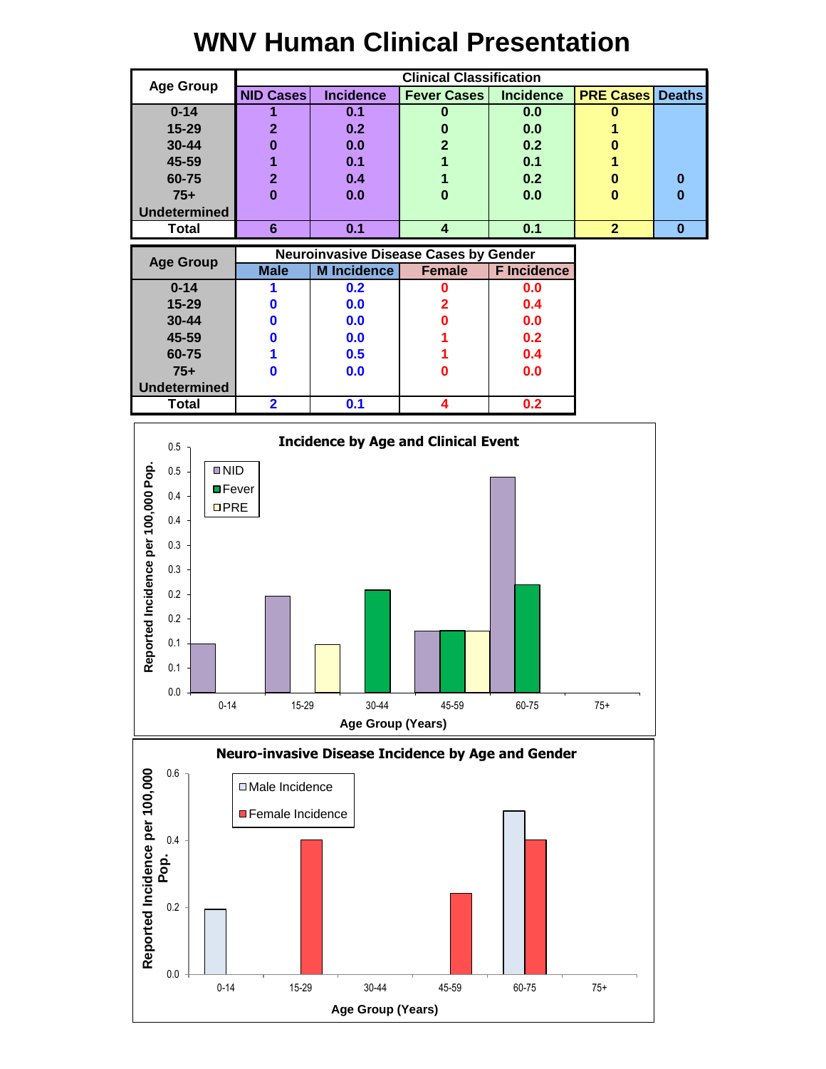# WNV Human Clinical Presentation

| Age Group | Clinical Classification | | | | | |
|---|---|---|---|---|---|---|
| | NID Cases | Incidence | Fever Cases | Incidence | PRE Cases | Deaths |
| 0-14 | 1 | 0.1 | 0 | 0.0 | 0 | |
| 15-29 | 2 | 0.2 | 0 | 0.0 | 1 | |
| 30-44 | 0 | 0.0 | 2 | 0.2 | 0 | |
| 45-59 | 1 | 0.1 | 1 | 0.1 | 1 | |
| 60-75 | 2 | 0.4 | 1 | 0.2 | 0 | 0 |
| 75+ | 0 | 0.0 | 0 | 0.0 | 0 | 0 |
| Undetermined | | | | | | |
| Total | 6 | 0.1 | 4 | 0.1 | 2 | 0 |

| Age Group | Neuroinvasive Disease Cases by Gender | | | |
|---|---|---|---|---|
| | Male | M Incidence | Female | F Incidence |
| 0-14 | 1 | 0.2 | 0 | 0.0 |
| 15-29 | 0 | 0.0 | 2 | 0.4 |
| 30-44 | 0 | 0.0 | 0 | 0.0 |
| 45-59 | 0 | 0.0 | 1 | 0.2 |
| 60-75 | 1 | 0.5 | 1 | 0.4 |
| 75+ | 0 | 0.0 | 0 | 0.0 |
| Undetermined | | | | |
| Total | 2 | 0.1 | 4 | 0.2 |

**Incidence by Age and Clinical Event**

(Chart: Reported Incidence per 100,000 Pop. by Age Group (Years): 0-14, 15-29, 30-44, 45-59, 60-75, 75+; series: NID, Fever, PRE)

**Neuro-invasive Disease Incidence by Age and Gender**

(Chart: Reported Incidence per 100,000 Pop. by Age Group (Years): 0-14, 15-29, 30-44, 45-59, 60-75, 75+; series: Male Incidence, Female Incidence)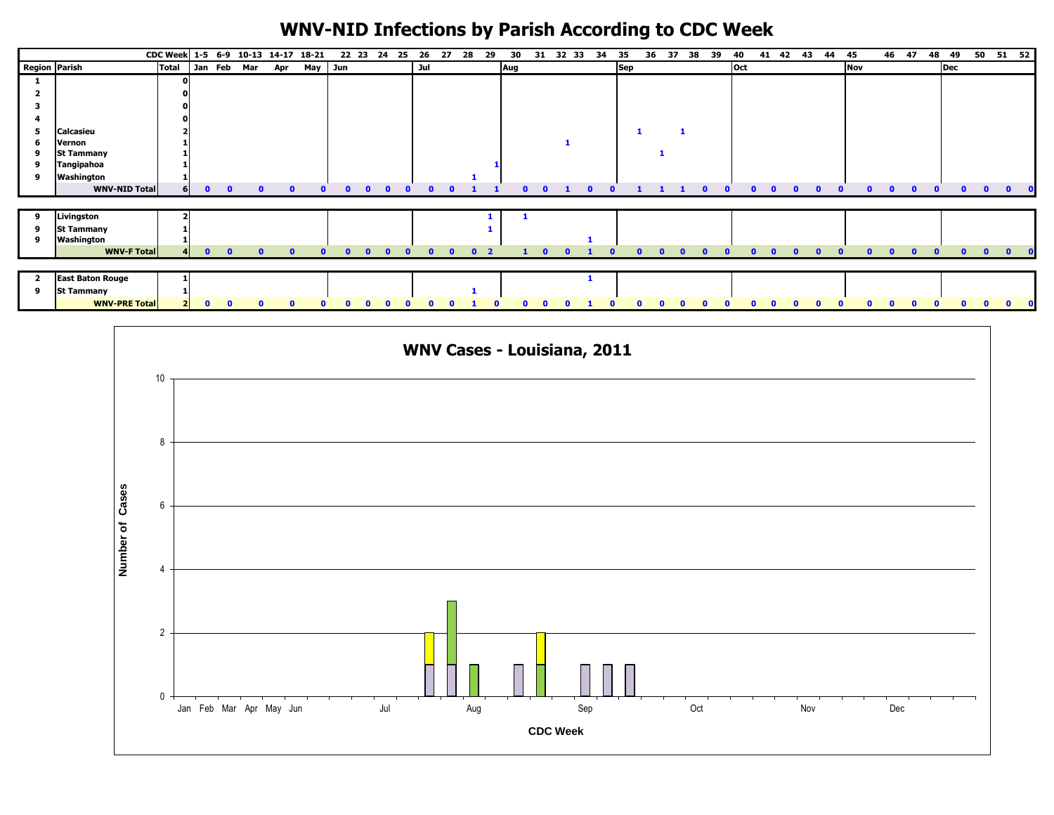# WNV-NID Infections by Parish According to CDC Week

| | | CDC Week | 1-5 | 6-9 | 10-13 | 14-17 | 18-21 | 22 | 23 | 24 | 25 | 26 | 27 | 28 | 29 | 30 | 31 | 32 | 33 | 34 | 35 | 36 | 37 | 38 | 39 | 40 | 41 | 42 | 43 | 44 | 45 | 46 | 47 | 48 | 49 | 50 | 51 | 52 |
|---|---|---|---|---|---|---|---|---|---|---|---|---|---|---|---|---|---|---|---|---|---|---|---|---|---|---|---|---|---|---|---|---|---|---|---|---|---|---|
| **Region** | **Parish** | **Total** | Jan | Feb | Mar | Apr | May | Jun | | | | Jul | | | | Aug | | | | | Sep | | | | | Oct | | | | | Nov | | | | Dec | | | |
| 1 | | 0 | | | | | | | | | | | | | | | | | | | | | | | | | | | | | | | | | | | | |
| 2 | | 0 | | | | | | | | | | | | | | | | | | | | | | | | | | | | | | | | | | | | |
| 3 | | 0 | | | | | | | | | | | | | | | | | | | | | | | | | | | | | | | | | | | | |
| 4 | | 0 | | | | | | | | | | | | | | | | | | | | | | | | | | | | | | | | | | | | |
| 5 | Calcasieu | 2 | | | | | | | | | | | | | | | | | | | 1 | | 1 | | | | | | | | | | | | | | | |
| 6 | Vernon | 1 | | | | | | | | | | | | | | | | 1 | | | | | | | | | | | | | | | | | | | | |
| 9 | St Tammany | 1 | | | | | | | | | | | | | | | | | | | | 1 | | | | | | | | | | | | | | | | |
| 9 | Tangipahoa | 1 | | | | | | | | | | | | | 1 | | | | | | | | | | | | | | | | | | | | | | | |
| 9 | Washington | 1 | | | | | | | | | | | | 1 | | | | | | | | | | | | | | | | | | | | | | | | |
| | **WNV-NID Total** | 6 | 0 | 0 | 0 | 0 | 0 | 0 | 0 | 0 | 0 | 0 | 0 | 1 | 1 | 0 | 0 | 1 | 0 | 0 | 1 | 1 | 1 | 0 | 0 | 0 | 0 | 0 | 0 | 0 | 0 | 0 | 0 | 0 | 0 | 0 | 0 | 0 |
| 9 | Livingston | 2 | | | | | | | | | | | | | 1 | 1 | | | | | | | | | | | | | | | | | | | | | | |
| 9 | St Tammany | 1 | | | | | | | | | | | | | 1 | | | | | | | | | | | | | | | | | | | | | | | |
| 9 | Washington | 1 | | | | | | | | | | | | | | | | | 1 | | | | | | | | | | | | | | | | | | | |
| | **WNV-F Total** | 4 | 0 | 0 | 0 | 0 | 0 | 0 | 0 | 0 | 0 | 0 | 0 | 0 | 2 | 1 | 0 | 0 | 1 | 0 | 0 | 0 | 0 | 0 | 0 | 0 | 0 | 0 | 0 | 0 | 0 | 0 | 0 | 0 | 0 | 0 | 0 | 0 |
| 2 | East Baton Rouge | 1 | | | | | | | | | | | | | | | | | 1 | | | | | | | | | | | | | | | | | | | |
| 9 | St Tammany | 1 | | | | | | | | | | | | 1 | | | | | | | | | | | | | | | | | | | | | | | | |
| | **WNV-PRE Total** | 2 | 0 | 0 | 0 | 0 | 0 | 0 | 0 | 0 | 0 | 0 | 0 | 1 | 0 | 0 | 0 | 0 | 1 | 0 | 0 | 0 | 0 | 0 | 0 | 0 | 0 | 0 | 0 | 0 | 0 | 0 | 0 | 0 | 0 | 0 | 0 | 0 |

## WNV Cases - Louisiana, 2011

Number of Cases

CDC Week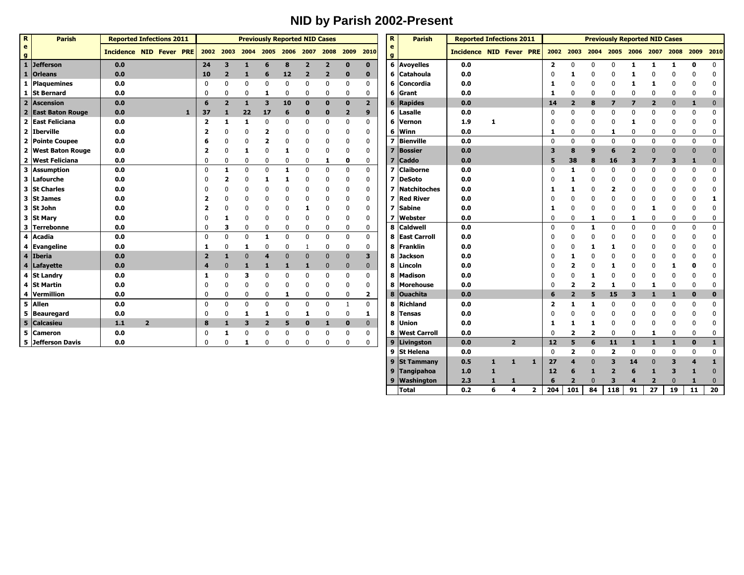# NID by Parish 2002-Present

| Reg | Parish | Reported Infections 2011 | | | | Previously Reported NID Cases | | | | | | | | |
|---|---|---|---|---|---|---|---|---|---|---|---|---|---|---|
| | | Incidence | NID | Fever | PRE | 2002 | 2003 | 2004 | 2005 | 2006 | 2007 | 2008 | 2009 | 2010 |
| 1 | Jefferson | 0.0 | | | | 24 | 3 | 1 | 6 | 8 | 2 | 2 | 0 | 0 |
| 1 | Orleans | 0.0 | | | | 10 | 2 | 1 | 6 | 12 | 2 | 2 | 0 | 0 |
| 1 | Plaquemines | 0.0 | | | | 0 | 0 | 0 | 0 | 0 | 0 | 0 | 0 | 0 |
| 1 | St Bernard | 0.0 | | | | 0 | 0 | 0 | 1 | 0 | 0 | 0 | 0 | 0 |
| 2 | Ascension | 0.0 | | | | 6 | 2 | 1 | 3 | 10 | 0 | 0 | 0 | 2 |
| 2 | East Baton Rouge | 0.0 | | | 1 | 37 | 1 | 22 | 17 | 6 | 0 | 0 | 2 | 9 |
| 2 | East Feliciana | 0.0 | | | | 2 | 1 | 1 | 0 | 0 | 0 | 0 | 0 | 0 |
| 2 | Iberville | 0.0 | | | | 2 | 0 | 0 | 2 | 0 | 0 | 0 | 0 | 0 |
| 2 | Pointe Coupee | 0.0 | | | | 6 | 0 | 0 | 2 | 0 | 0 | 0 | 0 | 0 |
| 2 | West Baton Rouge | 0.0 | | | | 2 | 0 | 1 | 0 | 1 | 0 | 0 | 0 | 0 |
| 2 | West Feliciana | 0.0 | | | | 0 | 0 | 0 | 0 | 0 | 0 | 1 | 0 | 0 |
| 3 | Assumption | 0.0 | | | | 0 | 1 | 0 | 0 | 1 | 0 | 0 | 0 | 0 |
| 3 | Lafourche | 0.0 | | | | 0 | 2 | 0 | 1 | 1 | 0 | 0 | 0 | 0 |
| 3 | St Charles | 0.0 | | | | 0 | 0 | 0 | 0 | 0 | 0 | 0 | 0 | 0 |
| 3 | St James | 0.0 | | | | 2 | 0 | 0 | 0 | 0 | 0 | 0 | 0 | 0 |
| 3 | St John | 0.0 | | | | 2 | 0 | 0 | 0 | 0 | 1 | 0 | 0 | 0 |
| 3 | St Mary | 0.0 | | | | 0 | 1 | 0 | 0 | 0 | 0 | 0 | 0 | 0 |
| 3 | Terrebonne | 0.0 | | | | 0 | 3 | 0 | 0 | 0 | 0 | 0 | 0 | 0 |
| 4 | Acadia | 0.0 | | | | 0 | 0 | 0 | 1 | 0 | 0 | 0 | 0 | 0 |
| 4 | Evangeline | 0.0 | | | | 1 | 0 | 1 | 0 | 0 | 1 | 0 | 0 | 0 |
| 4 | Iberia | 0.0 | | | | 2 | 1 | 0 | 4 | 0 | 0 | 0 | 0 | 3 |
| 4 | Lafayette | 0.0 | | | | 4 | 0 | 1 | 1 | 1 | 1 | 0 | 0 | 0 |
| 4 | St Landry | 0.0 | | | | 1 | 0 | 3 | 0 | 0 | 0 | 0 | 0 | 0 |
| 4 | St Martin | 0.0 | | | | 0 | 0 | 0 | 0 | 0 | 0 | 0 | 0 | 0 |
| 4 | Vermillion | 0.0 | | | | 0 | 0 | 0 | 0 | 1 | 0 | 0 | 0 | 2 |
| 5 | Allen | 0.0 | | | | 0 | 0 | 0 | 0 | 0 | 0 | 0 | 1 | 0 |
| 5 | Beauregard | 0.0 | | | | 0 | 0 | 1 | 1 | 0 | 1 | 0 | 0 | 1 |
| 5 | Calcasieu | 1.1 | 2 | | | 8 | 1 | 3 | 2 | 5 | 0 | 1 | 0 | 0 |
| 5 | Cameron | 0.0 | | | | 0 | 1 | 0 | 0 | 0 | 0 | 0 | 0 | 0 |
| 5 | Jefferson Davis | 0.0 | | | | 0 | 0 | 1 | 0 | 0 | 0 | 0 | 0 | 0 |
| 6 | Avoyelles | 0.0 | | | | 2 | 0 | 0 | 0 | 1 | 1 | 1 | 0 | 0 |
| 6 | Catahoula | 0.0 | | | | 0 | 1 | 0 | 0 | 1 | 0 | 0 | 0 | 0 |
| 6 | Concordia | 0.0 | | | | 1 | 0 | 0 | 0 | 1 | 1 | 0 | 0 | 0 |
| 6 | Grant | 0.0 | | | | 1 | 0 | 0 | 0 | 0 | 0 | 0 | 0 | 0 |
| 6 | Rapides | 0.0 | | | | 14 | 2 | 8 | 7 | 7 | 2 | 0 | 1 | 0 |
| 6 | Lasalle | 0.0 | | | | 0 | 0 | 0 | 0 | 0 | 0 | 0 | 0 | 0 |
| 6 | Vernon | 1.9 | 1 | | | 0 | 0 | 0 | 0 | 1 | 0 | 0 | 0 | 0 |
| 6 | Winn | 0.0 | | | | 1 | 0 | 0 | 1 | 0 | 0 | 0 | 0 | 0 |
| 7 | Bienville | 0.0 | | | | 0 | 0 | 0 | 0 | 0 | 0 | 0 | 0 | 0 |
| 7 | Bossier | 0.0 | | | | 3 | 8 | 9 | 6 | 2 | 0 | 0 | 0 | 0 |
| 7 | Caddo | 0.0 | | | | 5 | 38 | 8 | 16 | 3 | 7 | 3 | 1 | 0 |
| 7 | Claiborne | 0.0 | | | | 0 | 1 | 0 | 0 | 0 | 0 | 0 | 0 | 0 |
| 7 | DeSoto | 0.0 | | | | 0 | 1 | 0 | 0 | 0 | 0 | 0 | 0 | 0 |
| 7 | Natchitoches | 0.0 | | | | 1 | 1 | 0 | 2 | 0 | 0 | 0 | 0 | 0 |
| 7 | Red River | 0.0 | | | | 0 | 0 | 0 | 0 | 0 | 0 | 0 | 0 | 1 |
| 7 | Sabine | 0.0 | | | | 1 | 0 | 0 | 0 | 0 | 1 | 0 | 0 | 0 |
| 7 | Webster | 0.0 | | | | 0 | 0 | 1 | 0 | 1 | 0 | 0 | 0 | 0 |
| 8 | Caldwell | 0.0 | | | | 0 | 0 | 1 | 0 | 0 | 0 | 0 | 0 | 0 |
| 8 | East Carroll | 0.0 | | | | 0 | 0 | 0 | 0 | 0 | 0 | 0 | 0 | 0 |
| 8 | Franklin | 0.0 | | | | 0 | 0 | 1 | 1 | 0 | 0 | 0 | 0 | 0 |
| 8 | Jackson | 0.0 | | | | 0 | 1 | 0 | 0 | 0 | 0 | 0 | 0 | 0 |
| 8 | Lincoln | 0.0 | | | | 0 | 2 | 0 | 1 | 0 | 0 | 1 | 0 | 0 |
| 8 | Madison | 0.0 | | | | 0 | 0 | 1 | 0 | 0 | 0 | 0 | 0 | 0 |
| 8 | Morehouse | 0.0 | | | | 0 | 2 | 2 | 1 | 0 | 1 | 0 | 0 | 0 |
| 8 | Ouachita | 0.0 | | | | 6 | 2 | 5 | 15 | 3 | 1 | 1 | 0 | 0 |
| 8 | Richland | 0.0 | | | | 2 | 1 | 1 | 0 | 0 | 0 | 0 | 0 | 0 |
| 8 | Tensas | 0.0 | | | | 0 | 0 | 0 | 0 | 0 | 0 | 0 | 0 | 0 |
| 8 | Union | 0.0 | | | | 1 | 1 | 1 | 0 | 0 | 0 | 0 | 0 | 0 |
| 8 | West Carroll | 0.0 | | | | 0 | 2 | 2 | 0 | 0 | 1 | 0 | 0 | 0 |
| 9 | Livingston | 0.0 | | 2 | | 12 | 5 | 6 | 11 | 1 | 1 | 1 | 0 | 1 |
| 9 | St Helena | 0.0 | | | | 0 | 2 | 0 | 2 | 0 | 0 | 0 | 0 | 0 |
| 9 | St Tammany | 0.5 | 1 | 1 | 1 | 27 | 4 | 0 | 3 | 14 | 0 | 3 | 4 | 1 |
| 9 | Tangipahoa | 1.0 | 1 | | | 12 | 6 | 1 | 2 | 6 | 1 | 3 | 1 | 0 |
| 9 | Washington | 2.3 | 1 | 1 | | 6 | 2 | 0 | 3 | 4 | 2 | 0 | 1 | 0 |
| | Total | 0.2 | 6 | 4 | 2 | 204 | 101 | 84 | 118 | 91 | 27 | 19 | 11 | 20 |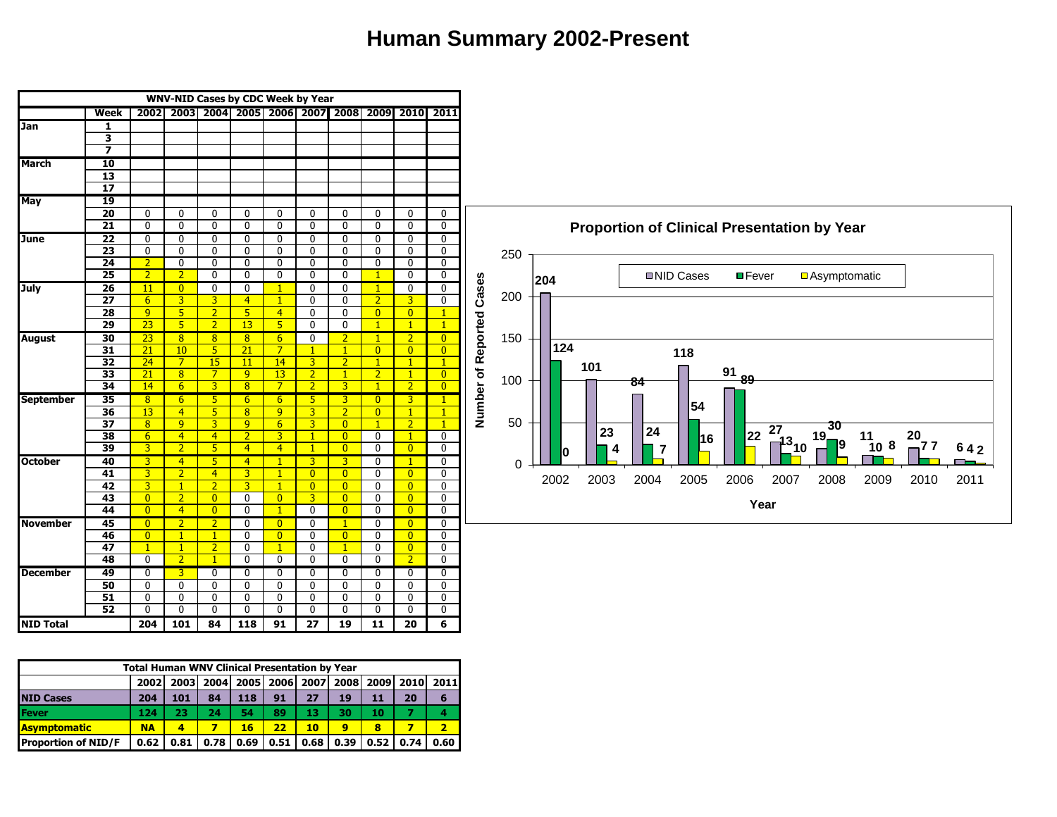# Human Summary 2002-Present

| WNV-NID Cases by CDC Week by Year | | | | | | | | | | | |
|---|---|---|---|---|---|---|---|---|---|---|---|
| | Week | 2002 | 2003 | 2004 | 2005 | 2006 | 2007 | 2008 | 2009 | 2010 | 2011 |
| Jan | 1 | | | | | | | | | | |
| | 3 | | | | | | | | | | |
| | 7 | | | | | | | | | | |
| March | 10 | | | | | | | | | | |
| | 13 | | | | | | | | | | |
| | 17 | | | | | | | | | | |
| May | 19 | | | | | | | | | | |
| | 20 | 0 | 0 | 0 | 0 | 0 | 0 | 0 | 0 | 0 | 0 |
| | 21 | 0 | 0 | 0 | 0 | 0 | 0 | 0 | 0 | 0 | 0 |
| June | 22 | 0 | 0 | 0 | 0 | 0 | 0 | 0 | 0 | 0 | 0 |
| | 23 | 0 | 0 | 0 | 0 | 0 | 0 | 0 | 0 | 0 | 0 |
| | 24 | 2 | 0 | 0 | 0 | 0 | 0 | 0 | 0 | 0 | 0 |
| | 25 | 2 | 2 | 0 | 0 | 0 | 0 | 0 | 1 | 0 | 0 |
| July | 26 | 11 | 0 | 0 | 0 | 1 | 0 | 0 | 1 | 0 | 0 |
| | 27 | 6 | 3 | 3 | 4 | 1 | 0 | 0 | 2 | 3 | 0 |
| | 28 | 9 | 5 | 2 | 5 | 4 | 0 | 0 | 0 | 0 | 1 |
| | 29 | 23 | 5 | 2 | 13 | 5 | 0 | 0 | 1 | 1 | 1 |
| August | 30 | 23 | 8 | 8 | 8 | 6 | 0 | 2 | 1 | 2 | 0 |
| | 31 | 21 | 10 | 5 | 21 | 7 | 1 | 1 | 0 | 0 | 0 |
| | 32 | 24 | 7 | 15 | 11 | 14 | 3 | 2 | 1 | 1 | 1 |
| | 33 | 21 | 8 | 7 | 9 | 13 | 2 | 1 | 2 | 1 | 0 |
| | 34 | 14 | 6 | 3 | 8 | 7 | 2 | 3 | 1 | 2 | 0 |
| September | 35 | 8 | 6 | 5 | 6 | 6 | 5 | 3 | 0 | 3 | 1 |
| | 36 | 13 | 4 | 5 | 8 | 9 | 3 | 2 | 0 | 1 | 1 |
| | 37 | 8 | 9 | 3 | 9 | 6 | 3 | 0 | 1 | 2 | 1 |
| | 38 | 6 | 4 | 4 | 2 | 3 | 1 | 0 | 0 | 1 | 0 |
| | 39 | 3 | 2 | 5 | 4 | 4 | 1 | 0 | 0 | 0 | 0 |
| October | 40 | 3 | 4 | 5 | 4 | 1 | 3 | 3 | 0 | 1 | 0 |
| | 41 | 3 | 2 | 4 | 3 | 1 | 0 | 0 | 0 | 0 | 0 |
| | 42 | 3 | 1 | 2 | 3 | 1 | 0 | 0 | 0 | 0 | 0 |
| | 43 | 0 | 2 | 0 | 0 | 0 | 3 | 0 | 0 | 0 | 0 |
| | 44 | 0 | 4 | 0 | 0 | 1 | 0 | 0 | 0 | 0 | 0 |
| November | 45 | 0 | 2 | 2 | 0 | 0 | 0 | 1 | 0 | 0 | 0 |
| | 46 | 0 | 1 | 1 | 0 | 0 | 0 | 0 | 0 | 0 | 0 |
| | 47 | 1 | 1 | 2 | 0 | 1 | 0 | 1 | 0 | 0 | 0 |
| | 48 | 0 | 2 | 1 | 0 | 0 | 0 | 0 | 0 | 2 | 0 |
| December | 49 | 0 | 3 | 0 | 0 | 0 | 0 | 0 | 0 | 0 | 0 |
| | 50 | 0 | 0 | 0 | 0 | 0 | 0 | 0 | 0 | 0 | 0 |
| | 51 | 0 | 0 | 0 | 0 | 0 | 0 | 0 | 0 | 0 | 0 |
| | 52 | 0 | 0 | 0 | 0 | 0 | 0 | 0 | 0 | 0 | 0 |
| NID Total | | 204 | 101 | 84 | 118 | 91 | 27 | 19 | 11 | 20 | 6 |

| Total Human WNV Clinical Presentation by Year | | | | | | | | | | |
|---|---|---|---|---|---|---|---|---|---|---|
| | 2002 | 2003 | 2004 | 2005 | 2006 | 2007 | 2008 | 2009 | 2010 | 2011 |
| NID Cases | 204 | 101 | 84 | 118 | 91 | 27 | 19 | 11 | 20 | 6 |
| Fever | 124 | 23 | 24 | 54 | 89 | 13 | 30 | 10 | 7 | 4 |
| Asymptomatic | NA | 4 | 7 | 16 | 22 | 10 | 9 | 8 | 7 | 2 |
| Proportion of NID/F | 0.62 | 0.81 | 0.78 | 0.69 | 0.51 | 0.68 | 0.39 | 0.52 | 0.74 | 0.60 |

**Proportion of Clinical Presentation by Year**

| Year | NID Cases | Fever | Asymptomatic |
|---|---|---|---|
| 2002 | 204 | 124 | 0 |
| 2003 | 101 | 23 | 4 |
| 2004 | 84 | 24 | 7 |
| 2005 | 118 | 54 | 16 |
| 2006 | 91 | 89 | 22 |
| 2007 | 27 | 13 | 10 |
| 2008 | 19 | 30 | 9 |
| 2009 | 11 | 10 | 8 |
| 2010 | 20 | 7 | 7 |
| 2011 | 6 | 4 | 2 |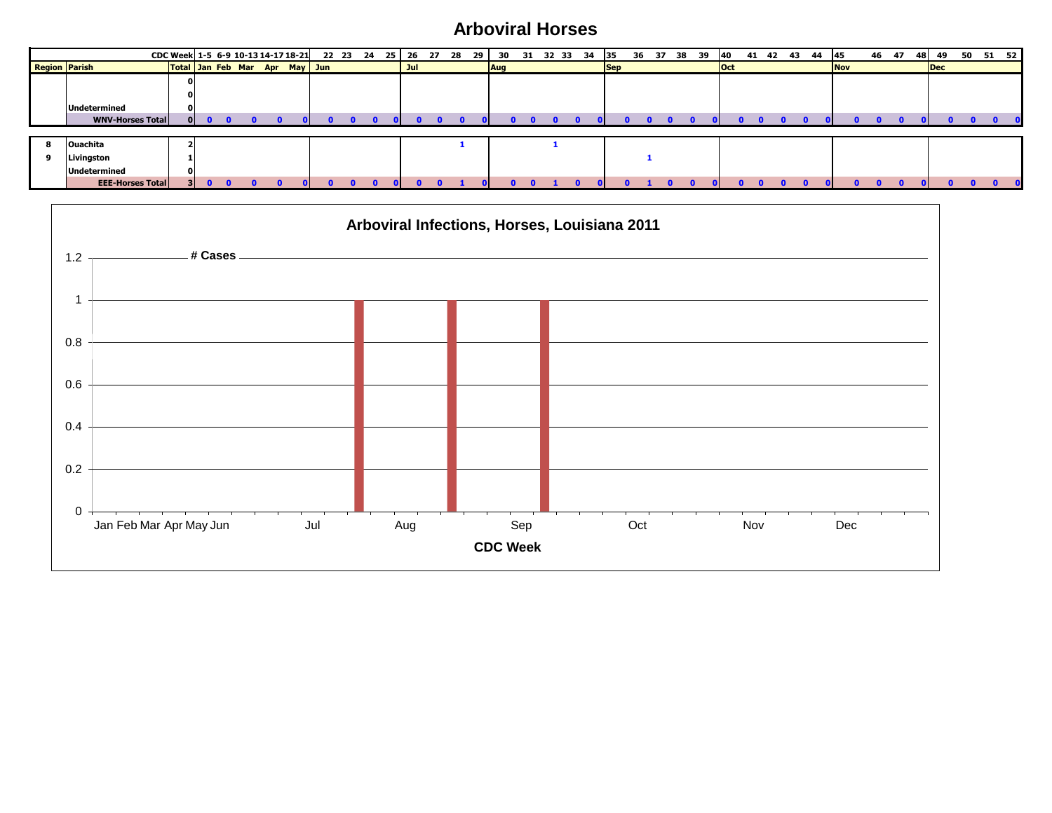# Arboviral Horses

| | | CDC Week | 1-5 | 6-9 | 10-13 | 14-17 | 18-21 | 22 | 23 | 24 | 25 | 26 | 27 | 28 | 29 | 30 | 31 | 32 | 33 | 34 | 35 | 36 | 37 | 38 | 39 | 40 | 41 | 42 | 43 | 44 | 45 | 46 | 47 | 48 | 49 | 50 | 51 | 52 |
|---|---|---|---|---|---|---|---|---|---|---|---|---|---|---|---|---|---|---|---|---|---|---|---|---|---|---|---|---|---|---|---|---|---|---|---|---|---|---|
| **Region** | **Parish** | **Total** | Jan | Feb | Mar | Apr | May | Jun | | | | Jul | | | | Aug | | | | | Sep | | | | | Oct | | | | | Nov | | | | Dec | | | |
| | | 0 | | | | | | | | | | | | | | | | | | | | | | | | | | | | | | | | | | | | |
| | | 0 | | | | | | | | | | | | | | | | | | | | | | | | | | | | | | | | | | | | |
| | Undetermined | 0 | | | | | | | | | | | | | | | | | | | | | | | | | | | | | | | | | | | | |
| | **WNV-Horses Total** | 0 | 0 | 0 | 0 | 0 | 0 | 0 | 0 | 0 | 0 | 0 | 0 | 0 | 0 | 0 | 0 | 0 | 0 | 0 | 0 | 0 | 0 | 0 | 0 | 0 | 0 | 0 | 0 | 0 | 0 | 0 | 0 | 0 | 0 | 0 | 0 | 0 |

| Region | Parish | Total | 1-5 | 6-9 | 10-13 | 14-17 | 18-21 | 22 | 23 | 24 | 25 | 26 | 27 | 28 | 29 | 30 | 31 | 32 | 33 | 34 | 35 | 36 | 37 | 38 | 39 | 40 | 41 | 42 | 43 | 44 | 45 | 46 | 47 | 48 | 49 | 50 | 51 | 52 |
|---|---|---|---|---|---|---|---|---|---|---|---|---|---|---|---|---|---|---|---|---|---|---|---|---|---|---|---|---|---|---|---|---|---|---|---|---|---|---|
| 8 | Ouachita | 2 | | | | | | | | | | | | 1 | | | | 1 | | | | | | | | | | | | | | | | | | | | |
| 9 | Livingston | 1 | | | | | | | | | | | | | | | | | | | | 1 | | | | | | | | | | | | | | | | |
| | Undetermined | 0 | | | | | | | | | | | | | | | | | | | | | | | | | | | | | | | | | | | | |
| | **EEE-Horses Total** | 3 | 0 | 0 | 0 | 0 | 0 | 0 | 0 | 0 | 0 | 0 | 0 | 1 | 0 | 0 | 0 | 1 | 0 | 0 | 0 | 1 | 0 | 0 | 0 | 0 | 0 | 0 | 0 | 0 | 0 | 0 | 0 | 0 | 0 | 0 | 0 | 0 |

## Arboviral Infections, Horses, Louisiana 2011

# Cases

CDC Week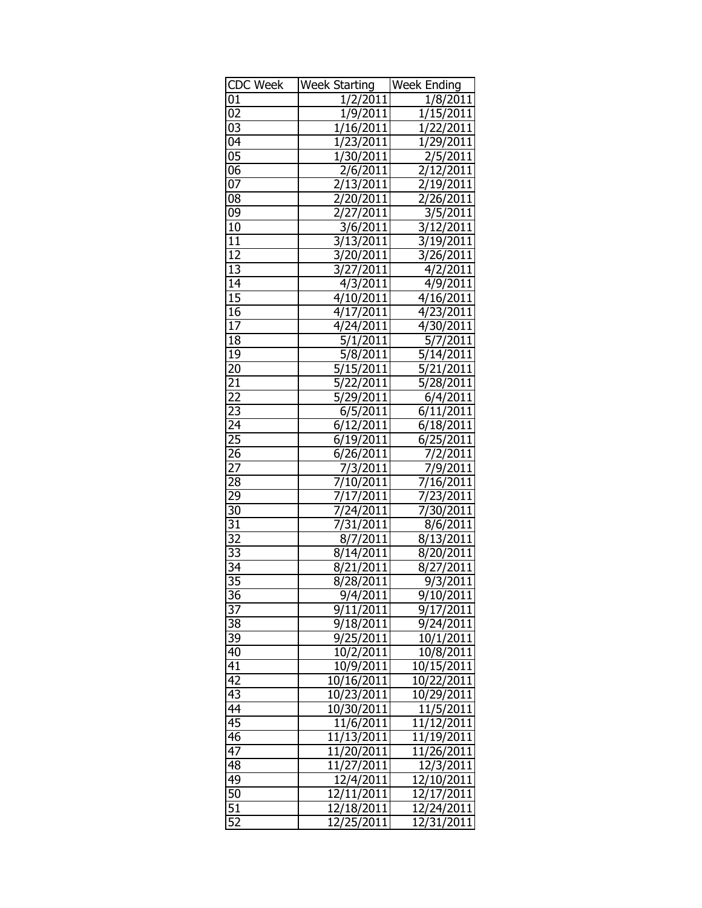| CDC Week | Week Starting | Week Ending |
|---|---|---|
| 01 | 1/2/2011 | 1/8/2011 |
| 02 | 1/9/2011 | 1/15/2011 |
| 03 | 1/16/2011 | 1/22/2011 |
| 04 | 1/23/2011 | 1/29/2011 |
| 05 | 1/30/2011 | 2/5/2011 |
| 06 | 2/6/2011 | 2/12/2011 |
| 07 | 2/13/2011 | 2/19/2011 |
| 08 | 2/20/2011 | 2/26/2011 |
| 09 | 2/27/2011 | 3/5/2011 |
| 10 | 3/6/2011 | 3/12/2011 |
| 11 | 3/13/2011 | 3/19/2011 |
| 12 | 3/20/2011 | 3/26/2011 |
| 13 | 3/27/2011 | 4/2/2011 |
| 14 | 4/3/2011 | 4/9/2011 |
| 15 | 4/10/2011 | 4/16/2011 |
| 16 | 4/17/2011 | 4/23/2011 |
| 17 | 4/24/2011 | 4/30/2011 |
| 18 | 5/1/2011 | 5/7/2011 |
| 19 | 5/8/2011 | 5/14/2011 |
| 20 | 5/15/2011 | 5/21/2011 |
| 21 | 5/22/2011 | 5/28/2011 |
| 22 | 5/29/2011 | 6/4/2011 |
| 23 | 6/5/2011 | 6/11/2011 |
| 24 | 6/12/2011 | 6/18/2011 |
| 25 | 6/19/2011 | 6/25/2011 |
| 26 | 6/26/2011 | 7/2/2011 |
| 27 | 7/3/2011 | 7/9/2011 |
| 28 | 7/10/2011 | 7/16/2011 |
| 29 | 7/17/2011 | 7/23/2011 |
| 30 | 7/24/2011 | 7/30/2011 |
| 31 | 7/31/2011 | 8/6/2011 |
| 32 | 8/7/2011 | 8/13/2011 |
| 33 | 8/14/2011 | 8/20/2011 |
| 34 | 8/21/2011 | 8/27/2011 |
| 35 | 8/28/2011 | 9/3/2011 |
| 36 | 9/4/2011 | 9/10/2011 |
| 37 | 9/11/2011 | 9/17/2011 |
| 38 | 9/18/2011 | 9/24/2011 |
| 39 | 9/25/2011 | 10/1/2011 |
| 40 | 10/2/2011 | 10/8/2011 |
| 41 | 10/9/2011 | 10/15/2011 |
| 42 | 10/16/2011 | 10/22/2011 |
| 43 | 10/23/2011 | 10/29/2011 |
| 44 | 10/30/2011 | 11/5/2011 |
| 45 | 11/6/2011 | 11/12/2011 |
| 46 | 11/13/2011 | 11/19/2011 |
| 47 | 11/20/2011 | 11/26/2011 |
| 48 | 11/27/2011 | 12/3/2011 |
| 49 | 12/4/2011 | 12/10/2011 |
| 50 | 12/11/2011 | 12/17/2011 |
| 51 | 12/18/2011 | 12/24/2011 |
| 52 | 12/25/2011 | 12/31/2011 |